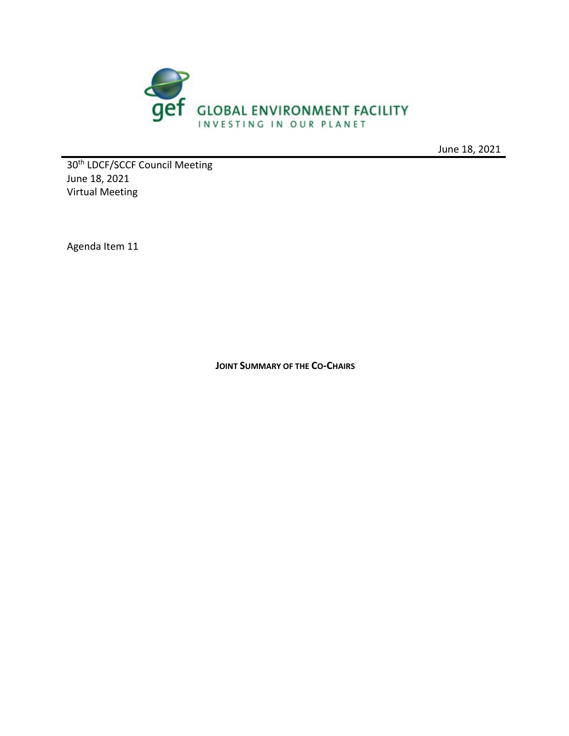GLOBAL ENVIRONMENT FACILITY
INVESTING IN OUR PLANET

June 18, 2021

30th LDCF/SCCF Council Meeting
June 18, 2021
Virtual Meeting

Agenda Item 11

# JOINT SUMMARY OF THE CO-CHAIRS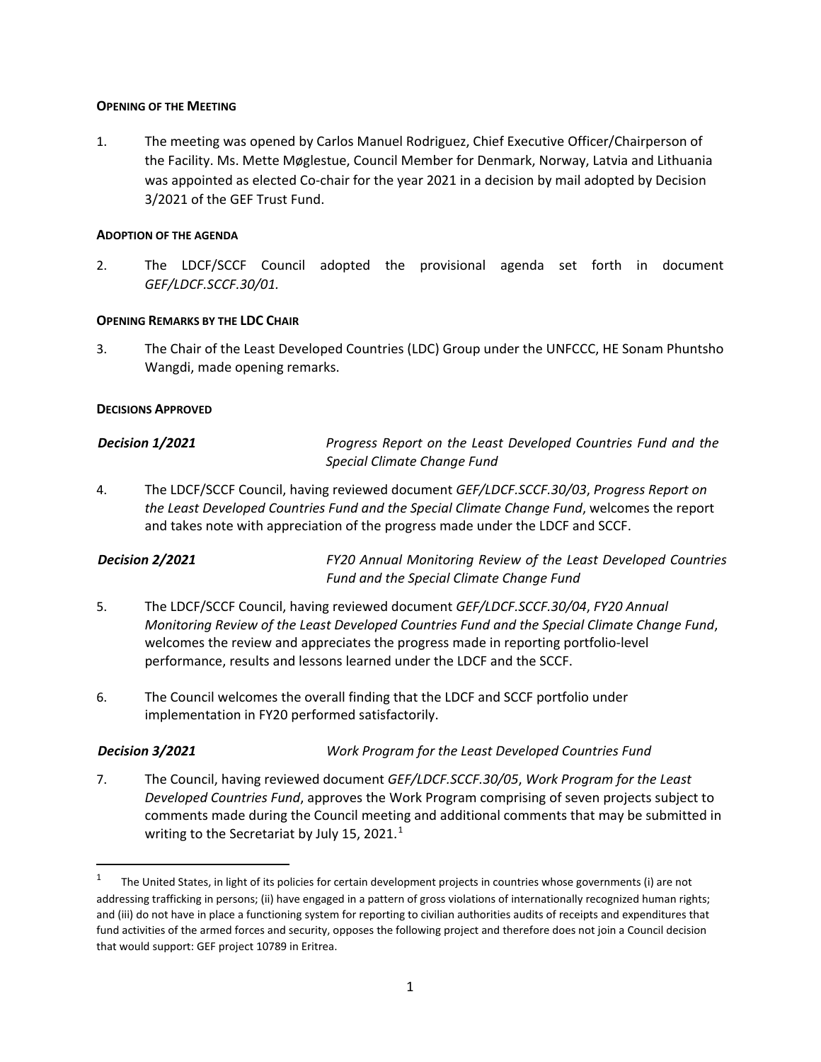**OPENING OF THE MEETING**

1. The meeting was opened by Carlos Manuel Rodriguez, Chief Executive Officer/Chairperson of the Facility. Ms. Mette Møglestue, Council Member for Denmark, Norway, Latvia and Lithuania was appointed as elected Co-chair for the year 2021 in a decision by mail adopted by Decision 3/2021 of the GEF Trust Fund.

**ADOPTION OF THE AGENDA**

2. The LDCF/SCCF Council adopted the provisional agenda set forth in document *GEF/LDCF.SCCF.30/01.*

**OPENING REMARKS BY THE LDC CHAIR**

3. The Chair of the Least Developed Countries (LDC) Group under the UNFCCC, HE Sonam Phuntsho Wangdi, made opening remarks.

**DECISIONS APPROVED**

***Decision 1/2021*** *Progress Report on the Least Developed Countries Fund and the Special Climate Change Fund*

4. The LDCF/SCCF Council, having reviewed document *GEF/LDCF.SCCF.30/03*, *Progress Report on the Least Developed Countries Fund and the Special Climate Change Fund*, welcomes the report and takes note with appreciation of the progress made under the LDCF and SCCF.

***Decision 2/2021*** *FY20 Annual Monitoring Review of the Least Developed Countries Fund and the Special Climate Change Fund*

5. The LDCF/SCCF Council, having reviewed document *GEF/LDCF.SCCF.30/04*, *FY20 Annual Monitoring Review of the Least Developed Countries Fund and the Special Climate Change Fund*, welcomes the review and appreciates the progress made in reporting portfolio-level performance, results and lessons learned under the LDCF and the SCCF.

6. The Council welcomes the overall finding that the LDCF and SCCF portfolio under implementation in FY20 performed satisfactorily.

***Decision 3/2021*** *Work Program for the Least Developed Countries Fund*

7. The Council, having reviewed document *GEF/LDCF.SCCF.30/05*, *Work Program for the Least Developed Countries Fund*, approves the Work Program comprising of seven projects subject to comments made during the Council meeting and additional comments that may be submitted in writing to the Secretariat by July 15, 2021.[1]

---

[1] The United States, in light of its policies for certain development projects in countries whose governments (i) are not addressing trafficking in persons; (ii) have engaged in a pattern of gross violations of internationally recognized human rights; and (iii) do not have in place a functioning system for reporting to civilian authorities audits of receipts and expenditures that fund activities of the armed forces and security, opposes the following project and therefore does not join a Council decision that would support: GEF project 10789 in Eritrea.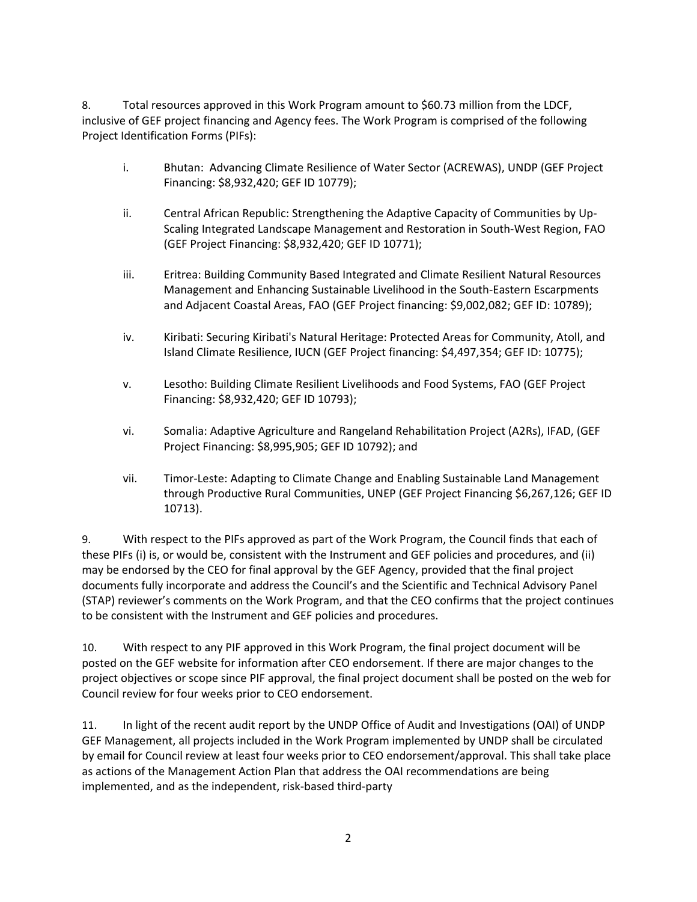8. Total resources approved in this Work Program amount to $60.73 million from the LDCF, inclusive of GEF project financing and Agency fees. The Work Program is comprised of the following Project Identification Forms (PIFs):

   i. Bhutan: Advancing Climate Resilience of Water Sector (ACREWAS), UNDP (GEF Project Financing: $8,932,420; GEF ID 10779);

   ii. Central African Republic: Strengthening the Adaptive Capacity of Communities by Up-Scaling Integrated Landscape Management and Restoration in South-West Region, FAO (GEF Project Financing: $8,932,420; GEF ID 10771);

   iii. Eritrea: Building Community Based Integrated and Climate Resilient Natural Resources Management and Enhancing Sustainable Livelihood in the South-Eastern Escarpments and Adjacent Coastal Areas, FAO (GEF Project financing: $9,002,082; GEF ID: 10789);

   iv. Kiribati: Securing Kiribati's Natural Heritage: Protected Areas for Community, Atoll, and Island Climate Resilience, IUCN (GEF Project financing: $4,497,354; GEF ID: 10775);

   v. Lesotho: Building Climate Resilient Livelihoods and Food Systems, FAO (GEF Project Financing: $8,932,420; GEF ID 10793);

   vi. Somalia: Adaptive Agriculture and Rangeland Rehabilitation Project (A2Rs), IFAD, (GEF Project Financing: $8,995,905; GEF ID 10792); and

   vii. Timor-Leste: Adapting to Climate Change and Enabling Sustainable Land Management through Productive Rural Communities, UNEP (GEF Project Financing $6,267,126; GEF ID 10713).

9. With respect to the PIFs approved as part of the Work Program, the Council finds that each of these PIFs (i) is, or would be, consistent with the Instrument and GEF policies and procedures, and (ii) may be endorsed by the CEO for final approval by the GEF Agency, provided that the final project documents fully incorporate and address the Council's and the Scientific and Technical Advisory Panel (STAP) reviewer's comments on the Work Program, and that the CEO confirms that the project continues to be consistent with the Instrument and GEF policies and procedures.

10. With respect to any PIF approved in this Work Program, the final project document will be posted on the GEF website for information after CEO endorsement. If there are major changes to the project objectives or scope since PIF approval, the final project document shall be posted on the web for Council review for four weeks prior to CEO endorsement.

11. In light of the recent audit report by the UNDP Office of Audit and Investigations (OAI) of UNDP GEF Management, all projects included in the Work Program implemented by UNDP shall be circulated by email for Council review at least four weeks prior to CEO endorsement/approval. This shall take place as actions of the Management Action Plan that address the OAI recommendations are being implemented, and as the independent, risk-based third-party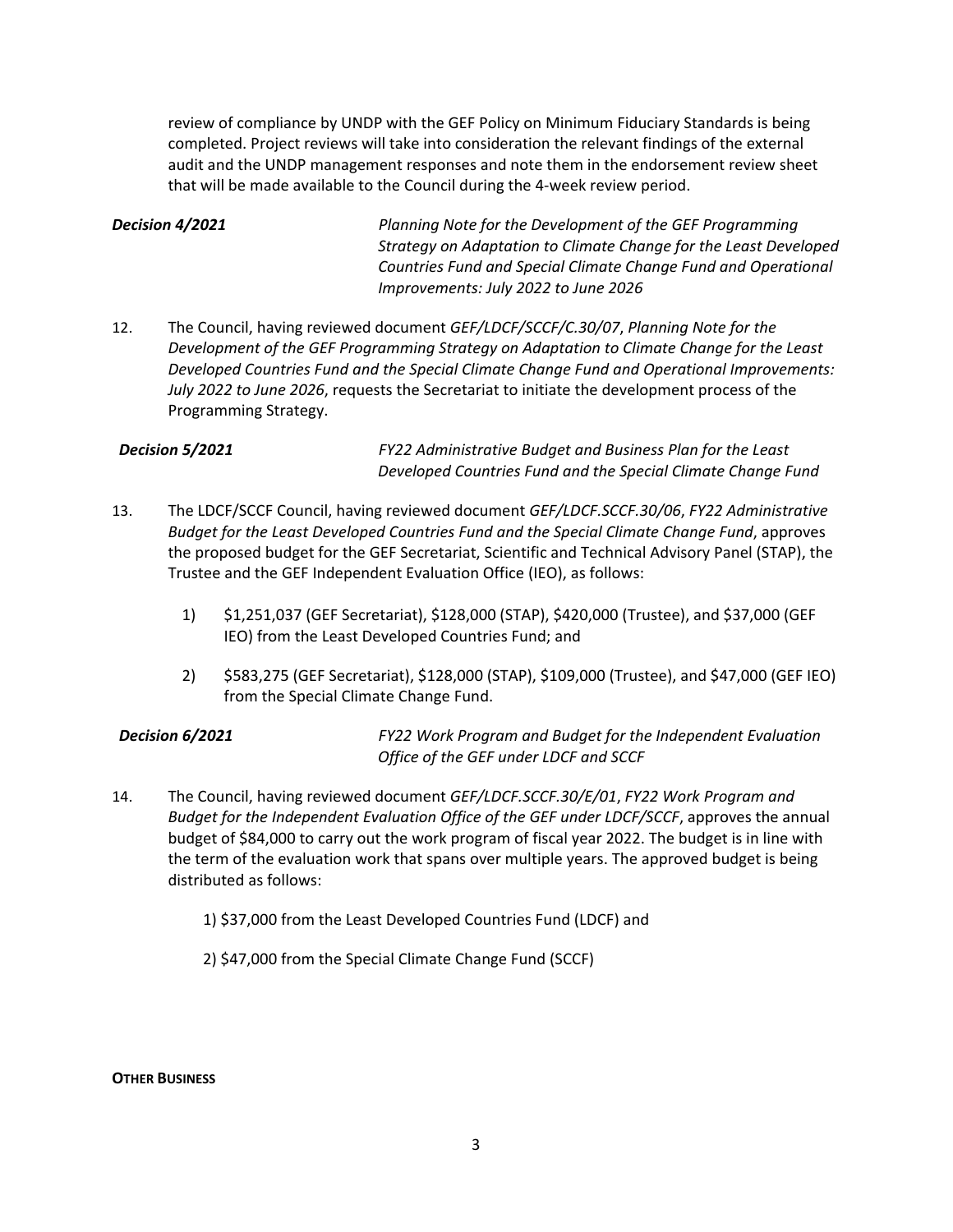review of compliance by UNDP with the GEF Policy on Minimum Fiduciary Standards is being completed. Project reviews will take into consideration the relevant findings of the external audit and the UNDP management responses and note them in the endorsement review sheet that will be made available to the Council during the 4-week review period.

***Decision 4/2021*** *Planning Note for the Development of the GEF Programming Strategy on Adaptation to Climate Change for the Least Developed Countries Fund and Special Climate Change Fund and Operational Improvements: July 2022 to June 2026*

12. The Council, having reviewed document *GEF/LDCF/SCCF/C.30/07*, *Planning Note for the Development of the GEF Programming Strategy on Adaptation to Climate Change for the Least Developed Countries Fund and the Special Climate Change Fund and Operational Improvements: July 2022 to June 2026*, requests the Secretariat to initiate the development process of the Programming Strategy.

***Decision 5/2021*** *FY22 Administrative Budget and Business Plan for the Least Developed Countries Fund and the Special Climate Change Fund*

13. The LDCF/SCCF Council, having reviewed document *GEF/LDCF.SCCF.30/06*, *FY22 Administrative Budget for the Least Developed Countries Fund and the Special Climate Change Fund*, approves the proposed budget for the GEF Secretariat, Scientific and Technical Advisory Panel (STAP), the Trustee and the GEF Independent Evaluation Office (IEO), as follows:

   1) $1,251,037 (GEF Secretariat), $128,000 (STAP), $420,000 (Trustee), and $37,000 (GEF IEO) from the Least Developed Countries Fund; and

   2) $583,275 (GEF Secretariat), $128,000 (STAP), $109,000 (Trustee), and $47,000 (GEF IEO) from the Special Climate Change Fund.

***Decision 6/2021*** *FY22 Work Program and Budget for the Independent Evaluation Office of the GEF under LDCF and SCCF*

14. The Council, having reviewed document *GEF/LDCF.SCCF.30/E/01*, *FY22 Work Program and Budget for the Independent Evaluation Office of the GEF under LDCF/SCCF*, approves the annual budget of $84,000 to carry out the work program of fiscal year 2022. The budget is in line with the term of the evaluation work that spans over multiple years. The approved budget is being distributed as follows:

   1) $37,000 from the Least Developed Countries Fund (LDCF) and

   2) $47,000 from the Special Climate Change Fund (SCCF)

**OTHER BUSINESS**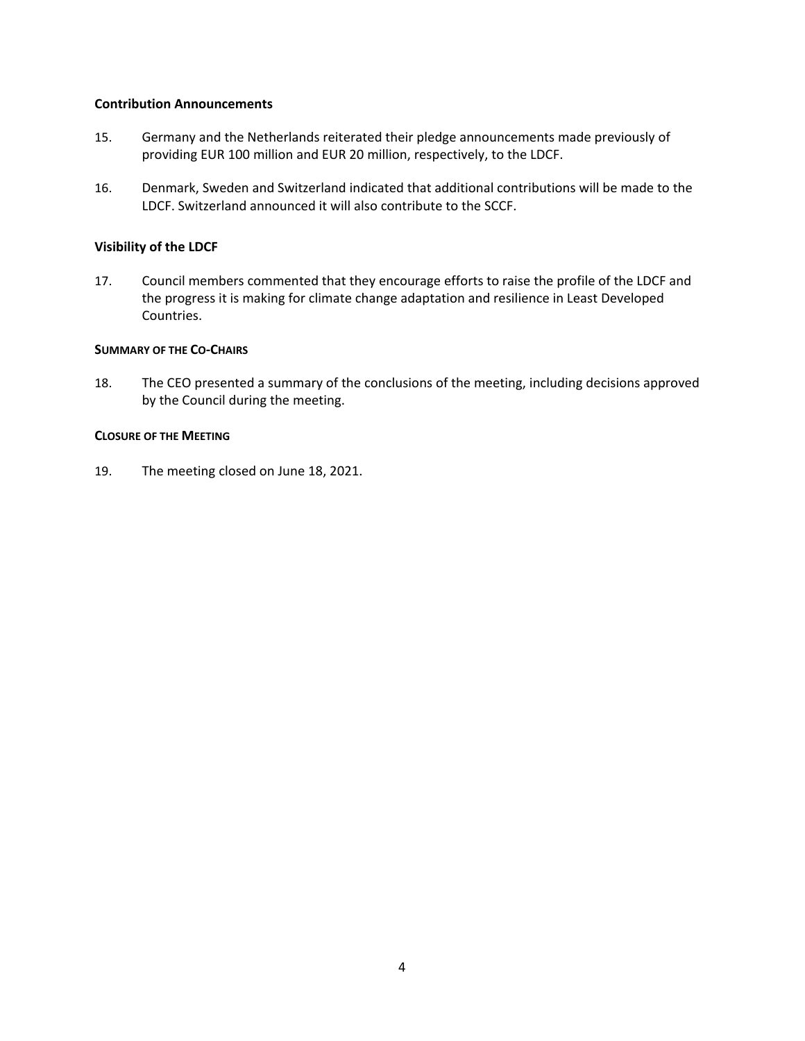**Contribution Announcements**

15. Germany and the Netherlands reiterated their pledge announcements made previously of providing EUR 100 million and EUR 20 million, respectively, to the LDCF.

16. Denmark, Sweden and Switzerland indicated that additional contributions will be made to the LDCF. Switzerland announced it will also contribute to the SCCF.

**Visibility of the LDCF**

17. Council members commented that they encourage efforts to raise the profile of the LDCF and the progress it is making for climate change adaptation and resilience in Least Developed Countries.

**SUMMARY OF THE CO-CHAIRS**

18. The CEO presented a summary of the conclusions of the meeting, including decisions approved by the Council during the meeting.

**CLOSURE OF THE MEETING**

19. The meeting closed on June 18, 2021.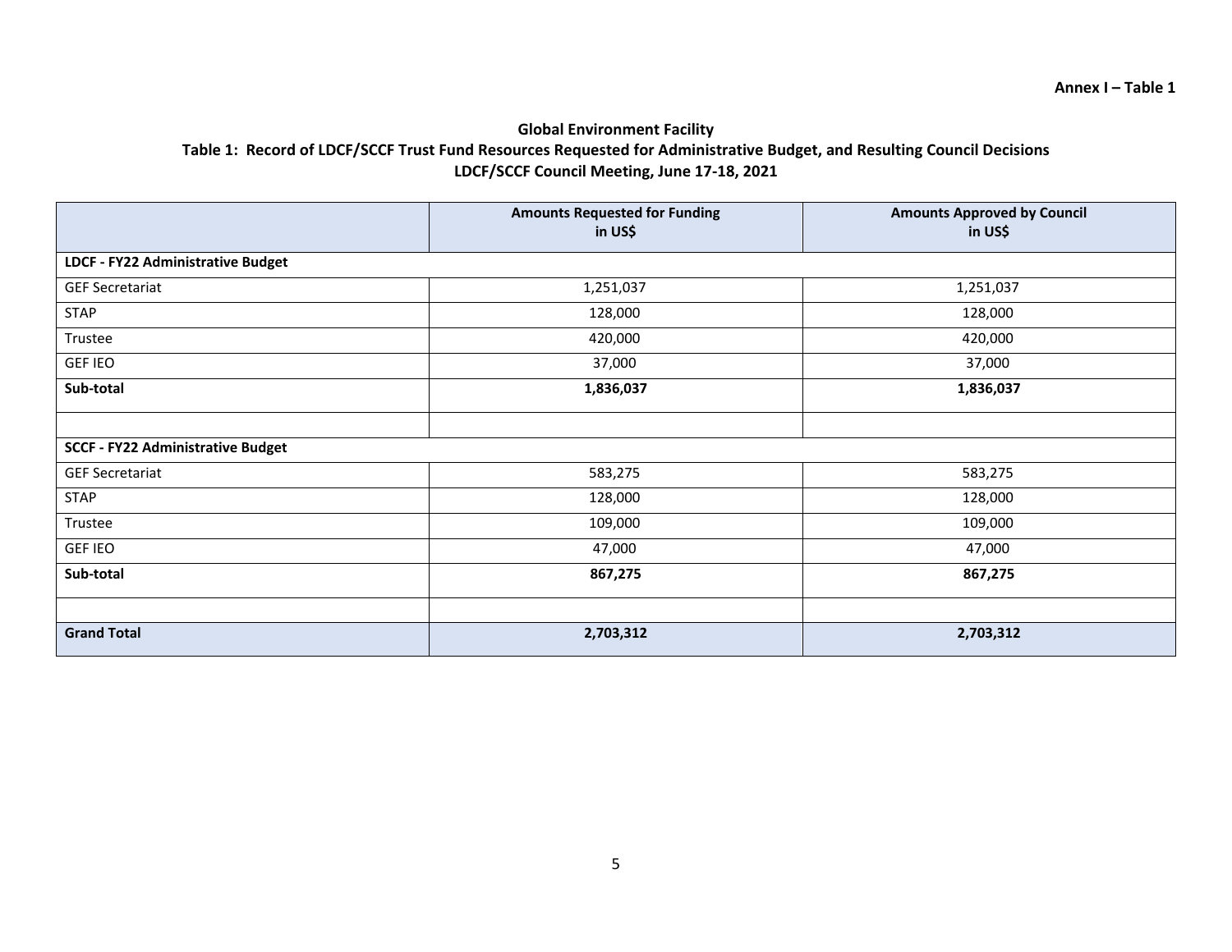**Annex I – Table 1**

**Global Environment Facility**
**Table 1: Record of LDCF/SCCF Trust Fund Resources Requested for Administrative Budget, and Resulting Council Decisions**
**LDCF/SCCF Council Meeting, June 17-18, 2021**

| | **Amounts Requested for Funding in US$** | **Amounts Approved by Council in US$** |
|---|---|---|
| **LDCF - FY22 Administrative Budget** | | |
| GEF Secretariat | 1,251,037 | 1,251,037 |
| STAP | 128,000 | 128,000 |
| Trustee | 420,000 | 420,000 |
| GEF IEO | 37,000 | 37,000 |
| **Sub-total** | **1,836,037** | **1,836,037** |
| | | |
| **SCCF - FY22 Administrative Budget** | | |
| GEF Secretariat | 583,275 | 583,275 |
| STAP | 128,000 | 128,000 |
| Trustee | 109,000 | 109,000 |
| GEF IEO | 47,000 | 47,000 |
| **Sub-total** | **867,275** | **867,275** |
| | | |
| **Grand Total** | **2,703,312** | **2,703,312** |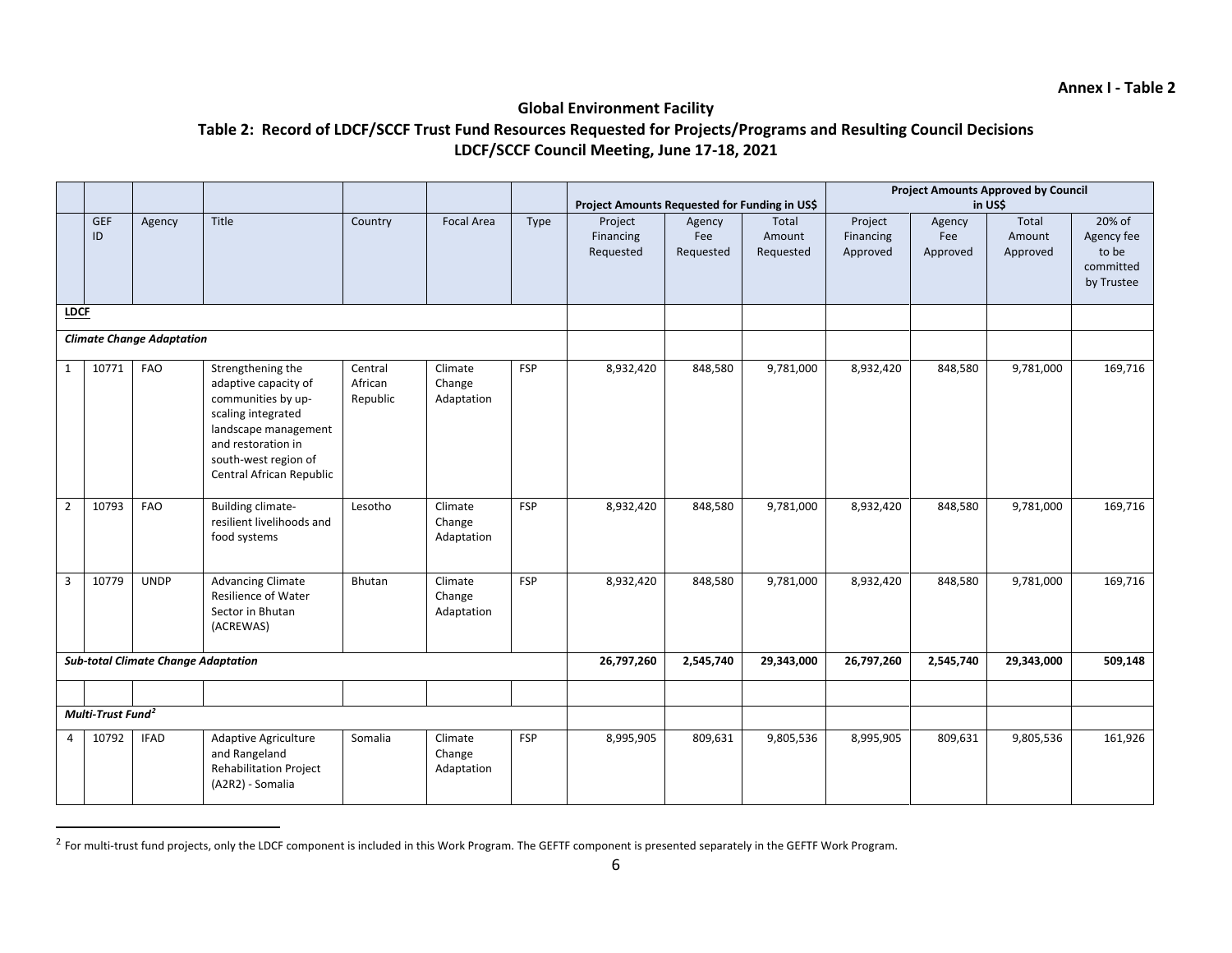**Annex I - Table 2**

## Global Environment Facility

### Table 2: Record of LDCF/SCCF Trust Fund Resources Requested for Projects/Programs and Resulting Council Decisions
### LDCF/SCCF Council Meeting, June 17-18, 2021

| | | | | | | | Project Amounts Requested for Funding in US$ | | | Project Amounts Approved by Council in US$ | | | |
|---|---|---|---|---|---|---|---|---|---|---|---|---|---|
| | GEF ID | Agency | Title | Country | Focal Area | Type | Project Financing Requested | Agency Fee Requested | Total Amount Requested | Project Financing Approved | Agency Fee Approved | Total Amount Approved | 20% of Agency fee to be committed by Trustee |
| **LDCF** | | | | | | | | | | | | | |
| ***Climate Change Adaptation*** | | | | | | | | | | | | | |
| 1 | 10771 | FAO | Strengthening the adaptive capacity of communities by up-scaling integrated landscape management and restoration in south-west region of Central African Republic | Central African Republic | Climate Change Adaptation | FSP | 8,932,420 | 848,580 | 9,781,000 | 8,932,420 | 848,580 | 9,781,000 | 169,716 |
| 2 | 10793 | FAO | Building climate-resilient livelihoods and food systems | Lesotho | Climate Change Adaptation | FSP | 8,932,420 | 848,580 | 9,781,000 | 8,932,420 | 848,580 | 9,781,000 | 169,716 |
| 3 | 10779 | UNDP | Advancing Climate Resilience of Water Sector in Bhutan (ACREWAS) | Bhutan | Climate Change Adaptation | FSP | 8,932,420 | 848,580 | 9,781,000 | 8,932,420 | 848,580 | 9,781,000 | 169,716 |
| ***Sub-total Climate Change Adaptation*** | | | | | | | **26,797,260** | **2,545,740** | **29,343,000** | **26,797,260** | **2,545,740** | **29,343,000** | **509,148** |
| | | | | | | | | | | | | | |
| ***Multi-Trust Fund[2]*** | | | | | | | | | | | | | |
| 4 | 10792 | IFAD | Adaptive Agriculture and Rangeland Rehabilitation Project (A2R2) - Somalia | Somalia | Climate Change Adaptation | FSP | 8,995,905 | 809,631 | 9,805,536 | 8,995,905 | 809,631 | 9,805,536 | 161,926 |

[2] For multi-trust fund projects, only the LDCF component is included in this Work Program. The GEFTF component is presented separately in the GEFTF Work Program.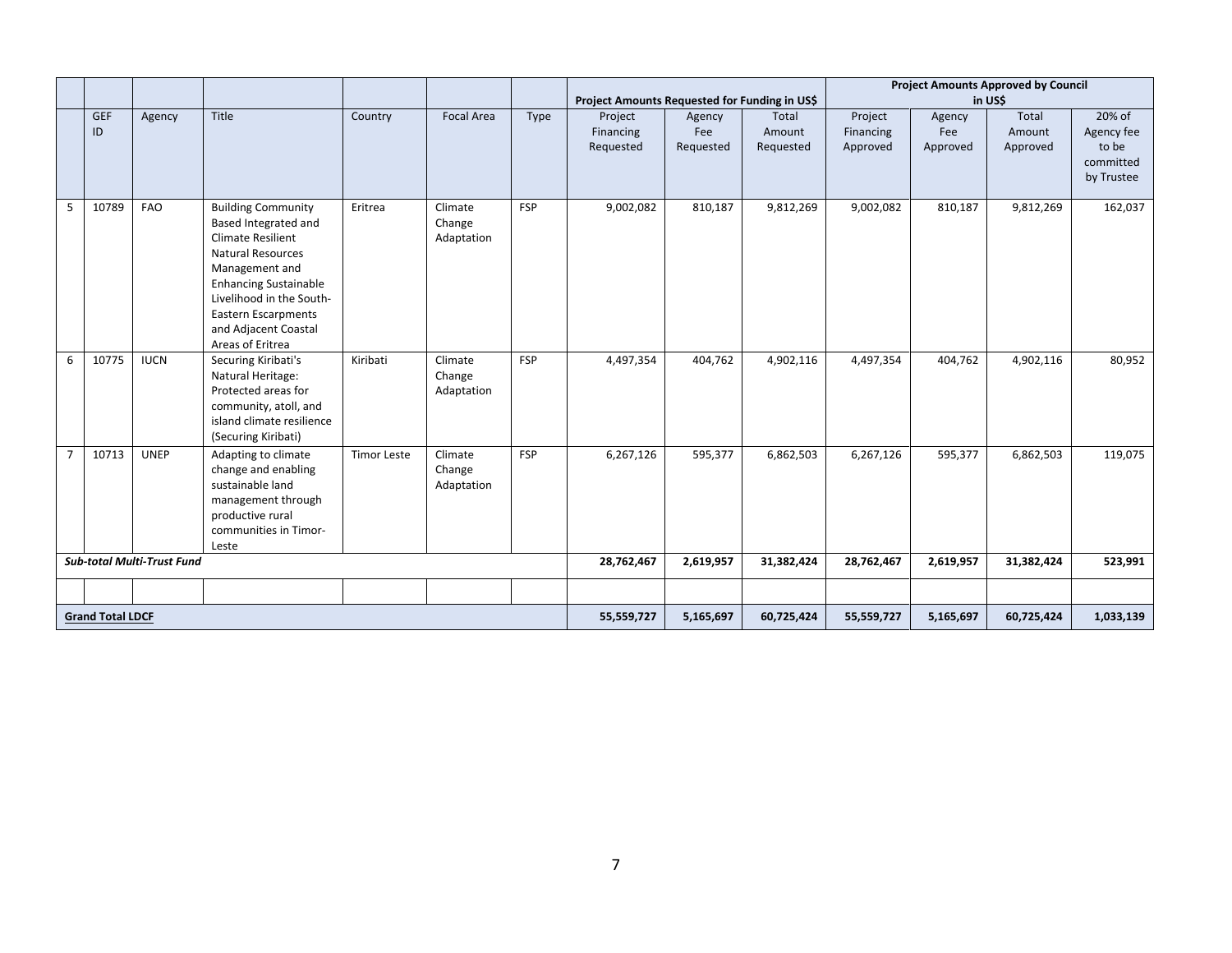| | | | | | | | Project Amounts Requested for Funding in US$ | | | Project Amounts Approved by Council in US$ | | | |
|---|---|---|---|---|---|---|---|---|---|---|---|---|---|
| | GEF ID | Agency | Title | Country | Focal Area | Type | Project Financing Requested | Agency Fee Requested | Total Amount Requested | Project Financing Approved | Agency Fee Approved | Total Amount Approved | 20% of Agency fee to be committed by Trustee |
| 5 | 10789 | FAO | Building Community Based Integrated and Climate Resilient Natural Resources Management and Enhancing Sustainable Livelihood in the South-Eastern Escarpments and Adjacent Coastal Areas of Eritrea | Eritrea | Climate Change Adaptation | FSP | 9,002,082 | 810,187 | 9,812,269 | 9,002,082 | 810,187 | 9,812,269 | 162,037 |
| 6 | 10775 | IUCN | Securing Kiribati's Natural Heritage: Protected areas for community, atoll, and island climate resilience (Securing Kiribati) | Kiribati | Climate Change Adaptation | FSP | 4,497,354 | 404,762 | 4,902,116 | 4,497,354 | 404,762 | 4,902,116 | 80,952 |
| 7 | 10713 | UNEP | Adapting to climate change and enabling sustainable land management through productive rural communities in Timor-Leste | Timor Leste | Climate Change Adaptation | FSP | 6,267,126 | 595,377 | 6,862,503 | 6,267,126 | 595,377 | 6,862,503 | 119,075 |
| ***Sub-total Multi-Trust Fund*** | | | | | | | **28,762,467** | **2,619,957** | **31,382,424** | **28,762,467** | **2,619,957** | **31,382,424** | **523,991** |
| | | | | | | | | | | | | | |
| **Grand Total LDCF** | | | | | | | **55,559,727** | **5,165,697** | **60,725,424** | **55,559,727** | **5,165,697** | **60,725,424** | **1,033,139** |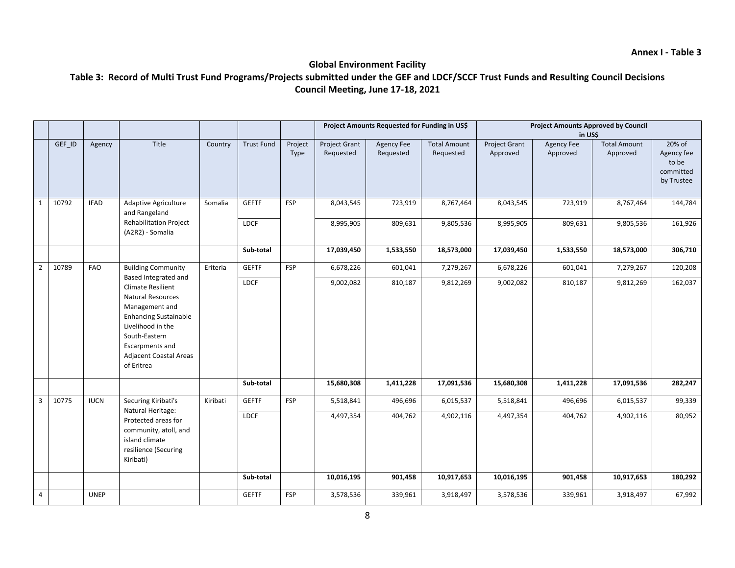**Annex I - Table 3**

**Global Environment Facility**

**Table 3: Record of Multi Trust Fund Programs/Projects submitted under the GEF and LDCF/SCCF Trust Funds and Resulting Council Decisions**
**Council Meeting, June 17-18, 2021**

| | | | | | | | Project Amounts Requested for Funding in US$ | | | Project Amounts Approved by Council in US$ | | | |
|---|---|---|---|---|---|---|---|---|---|---|---|---|---|
| | GEF_ID | Agency | Title | Country | Trust Fund | Project Type | Project Grant Requested | Agency Fee Requested | Total Amount Requested | Project Grant Approved | Agency Fee Approved | Total Amount Approved | 20% of Agency fee to be committed by Trustee |
| 1 | 10792 | IFAD | Adaptive Agriculture and Rangeland Rehabilitation Project (A2R2) - Somalia | Somalia | GEFTF | FSP | 8,043,545 | 723,919 | 8,767,464 | 8,043,545 | 723,919 | 8,767,464 | 144,784 |
| | | | | | LDCF | | 8,995,905 | 809,631 | 9,805,536 | 8,995,905 | 809,631 | 9,805,536 | 161,926 |
| | | | | | **Sub-total** | | **17,039,450** | **1,533,550** | **18,573,000** | **17,039,450** | **1,533,550** | **18,573,000** | **306,710** |
| 2 | 10789 | FAO | Building Community Based Integrated and Climate Resilient Natural Resources Management and Enhancing Sustainable Livelihood in the South-Eastern Escarpments and Adjacent Coastal Areas of Eritrea | Eriteria | GEFTF | FSP | 6,678,226 | 601,041 | 7,279,267 | 6,678,226 | 601,041 | 7,279,267 | 120,208 |
| | | | | | LDCF | | 9,002,082 | 810,187 | 9,812,269 | 9,002,082 | 810,187 | 9,812,269 | 162,037 |
| | | | | | **Sub-total** | | **15,680,308** | **1,411,228** | **17,091,536** | **15,680,308** | **1,411,228** | **17,091,536** | **282,247** |
| 3 | 10775 | IUCN | Securing Kiribati's Natural Heritage: Protected areas for community, atoll, and island climate resilience (Securing Kiribati) | Kiribati | GEFTF | FSP | 5,518,841 | 496,696 | 6,015,537 | 5,518,841 | 496,696 | 6,015,537 | 99,339 |
| | | | | | LDCF | | 4,497,354 | 404,762 | 4,902,116 | 4,497,354 | 404,762 | 4,902,116 | 80,952 |
| | | | | | **Sub-total** | | **10,016,195** | **901,458** | **10,917,653** | **10,016,195** | **901,458** | **10,917,653** | **180,292** |
| 4 | | UNEP | | | GEFTF | FSP | 3,578,536 | 339,961 | 3,918,497 | 3,578,536 | 339,961 | 3,918,497 | 67,992 |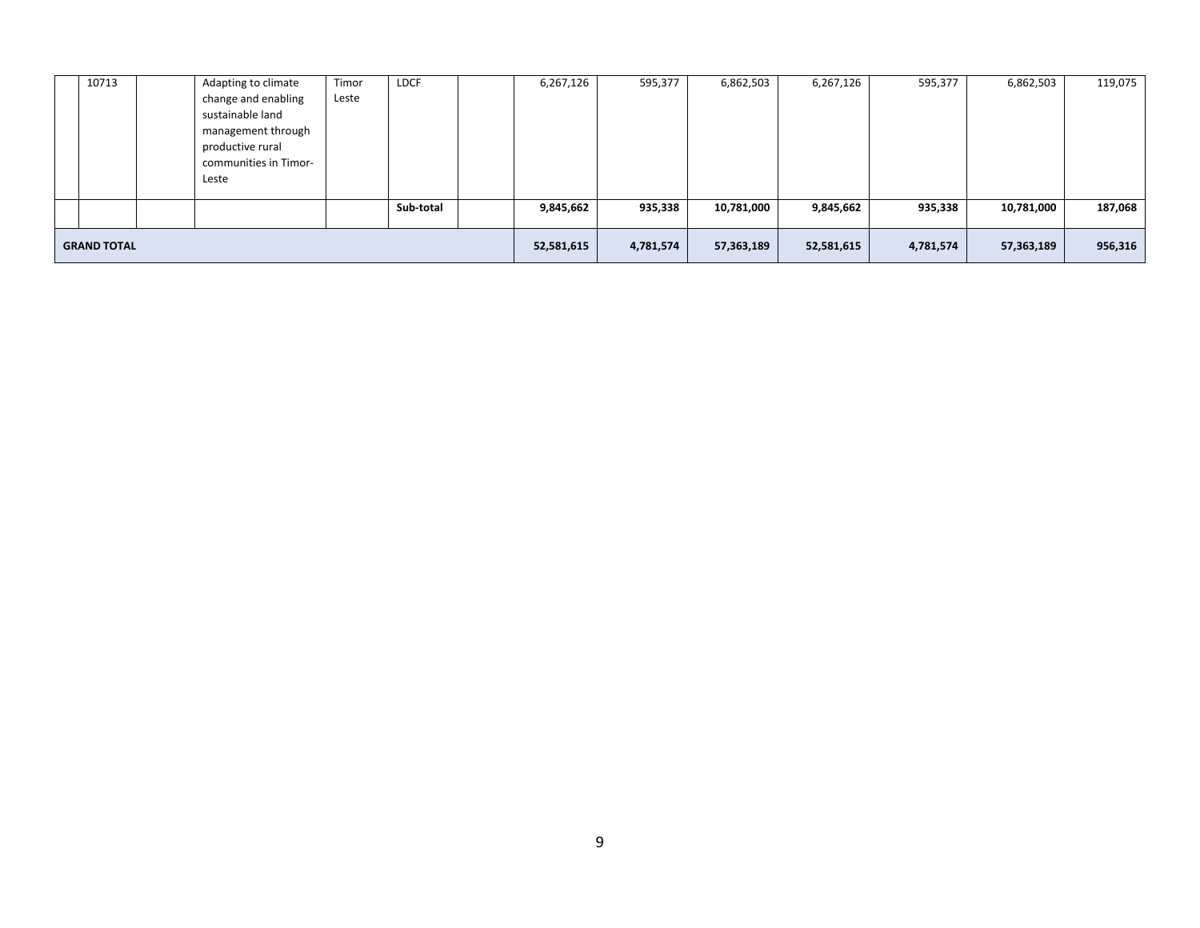|  | 10713 |  | Adapting to climate change and enabling sustainable land management through productive rural communities in Timor-Leste | Timor Leste | LDCF |  | 6,267,126 | 595,377 | 6,862,503 | 6,267,126 | 595,377 | 6,862,503 | 119,075 |
|---|---|---|---|---|---|---|---|---|---|---|---|---|---|
|  |  |  |  |  | **Sub-total** |  | **9,845,662** | **935,338** | **10,781,000** | **9,845,662** | **935,338** | **10,781,000** | **187,068** |
| **GRAND TOTAL** |  |  |  |  |  |  | **52,581,615** | **4,781,574** | **57,363,189** | **52,581,615** | **4,781,574** | **57,363,189** | **956,316** |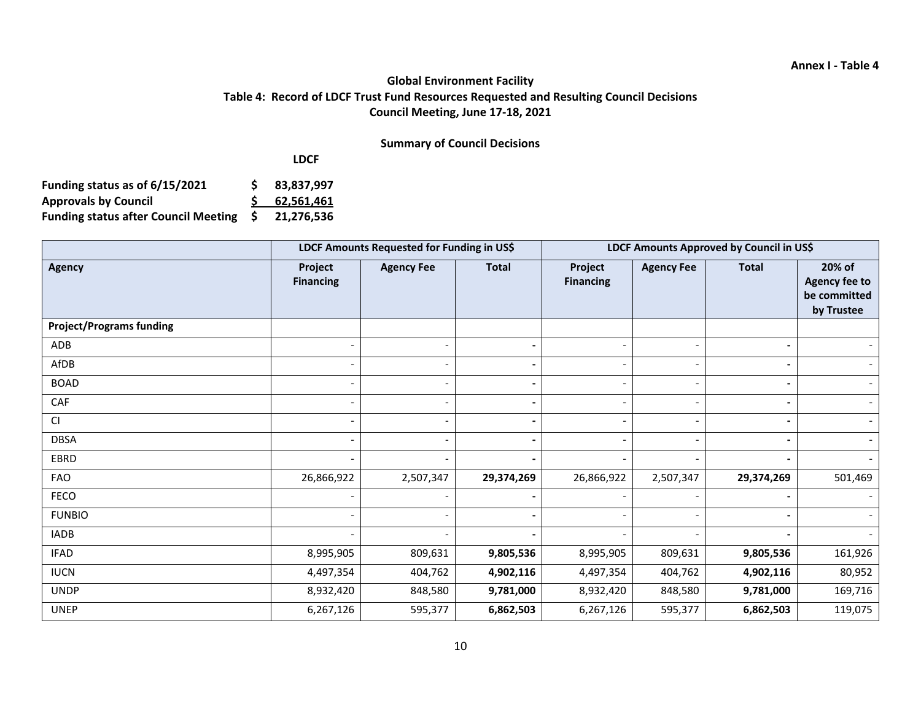Annex I - Table 4

# Global Environment Facility

## Table 4: Record of LDCF Trust Fund Resources Requested and Resulting Council Decisions

## Council Meeting, June 17-18, 2021

### Summary of Council Decisions

**LDCF**

| | | |
|---|---|---|
| **Funding status as of 6/15/2021** | **$** | **83,837,997** |
| **Approvals by Council** | **$** | **62,561,461** |
| **Funding status after Council Meeting** | **$** | **21,276,536** |

| | LDCF Amounts Requested for Funding in US$ | | | LDCF Amounts Approved by Council in US$ | | | |
|---|---|---|---|---|---|---|---|
| **Agency** | **Project Financing** | **Agency Fee** | **Total** | **Project Financing** | **Agency Fee** | **Total** | **20% of Agency fee to be committed by Trustee** |
| **Project/Programs funding** | | | | | | | |
| ADB | - | - | **-** | - | - | **-** | - |
| AfDB | - | - | **-** | - | - | **-** | - |
| BOAD | - | - | **-** | - | - | **-** | - |
| CAF | - | - | **-** | - | - | **-** | - |
| CI | - | - | **-** | - | - | **-** | - |
| DBSA | - | - | **-** | - | - | **-** | - |
| EBRD | - | - | **-** | - | - | **-** | - |
| FAO | 26,866,922 | 2,507,347 | **29,374,269** | 26,866,922 | 2,507,347 | **29,374,269** | 501,469 |
| FECO | - | - | **-** | - | - | **-** | - |
| FUNBIO | - | - | **-** | - | - | **-** | - |
| IADB | - | - | **-** | - | - | **-** | - |
| IFAD | 8,995,905 | 809,631 | **9,805,536** | 8,995,905 | 809,631 | **9,805,536** | 161,926 |
| IUCN | 4,497,354 | 404,762 | **4,902,116** | 4,497,354 | 404,762 | **4,902,116** | 80,952 |
| UNDP | 8,932,420 | 848,580 | **9,781,000** | 8,932,420 | 848,580 | **9,781,000** | 169,716 |
| UNEP | 6,267,126 | 595,377 | **6,862,503** | 6,267,126 | 595,377 | **6,862,503** | 119,075 |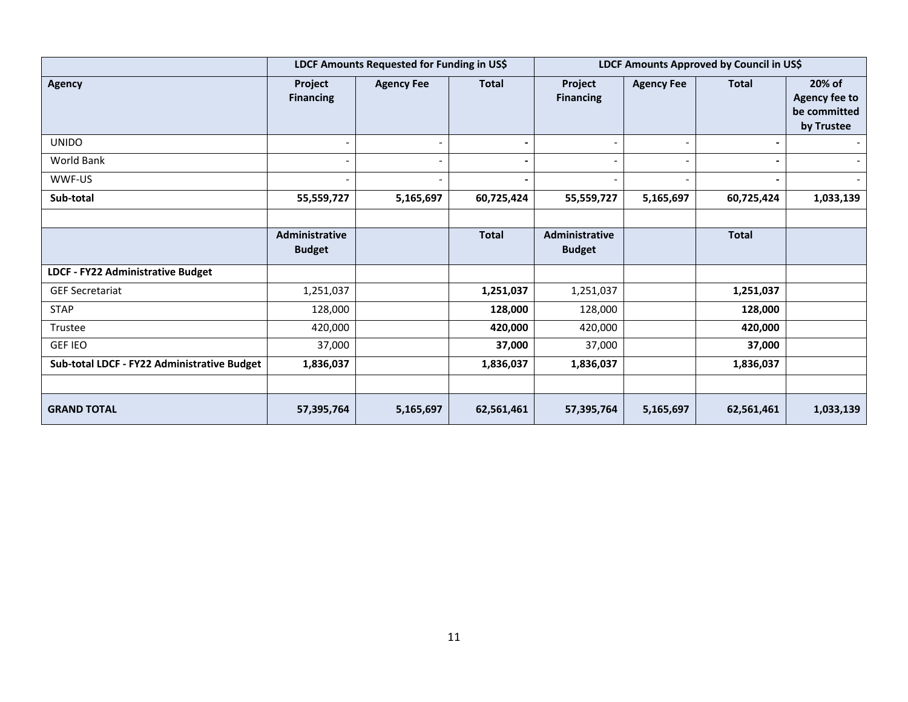| | LDCF Amounts Requested for Funding in US$ | | | LDCF Amounts Approved by Council in US$ | | | |
|---|---|---|---|---|---|---|---|
| **Agency** | **Project Financing** | **Agency Fee** | **Total** | **Project Financing** | **Agency Fee** | **Total** | **20% of Agency fee to be committed by Trustee** |
| UNIDO | - | - | **-** | - | - | **-** | - |
| World Bank | - | - | **-** | - | - | **-** | - |
| WWF-US | - | - | **-** | - | - | **-** | - |
| **Sub-total** | **55,559,727** | **5,165,697** | **60,725,424** | **55,559,727** | **5,165,697** | **60,725,424** | **1,033,139** |
| | | | | | | | |
| | **Administrative Budget** | | **Total** | **Administrative Budget** | | **Total** | |
| **LDCF - FY22 Administrative Budget** | | | | | | | |
| GEF Secretariat | 1,251,037 | | **1,251,037** | 1,251,037 | | **1,251,037** | |
| STAP | 128,000 | | **128,000** | 128,000 | | **128,000** | |
| Trustee | 420,000 | | **420,000** | 420,000 | | **420,000** | |
| GEF IEO | 37,000 | | **37,000** | 37,000 | | **37,000** | |
| **Sub-total LDCF - FY22 Administrative Budget** | **1,836,037** | | **1,836,037** | **1,836,037** | | **1,836,037** | |
| | | | | | | | |
| **GRAND TOTAL** | **57,395,764** | **5,165,697** | **62,561,461** | **57,395,764** | **5,165,697** | **62,561,461** | **1,033,139** |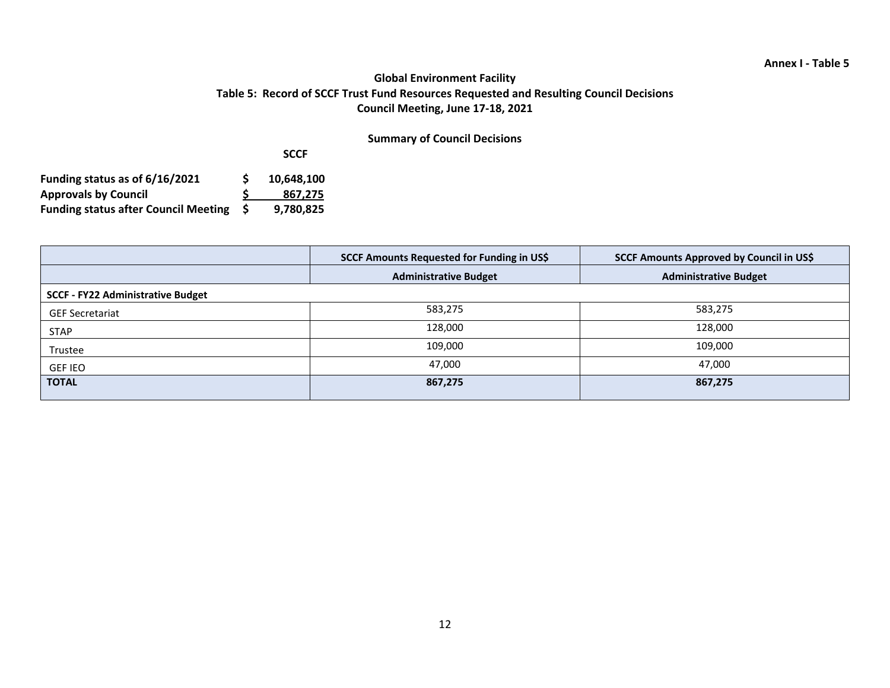Annex I - Table 5

# Global Environment Facility

## Table 5: Record of SCCF Trust Fund Resources Requested and Resulting Council Decisions

## Council Meeting, June 17-18, 2021

### Summary of Council Decisions

| | SCCF |
|---|---|
| **Funding status as of 6/16/2021** | **$ 10,648,100** |
| **Approvals by Council** | **$ 867,275** |
| **Funding status after Council Meeting** | **$ 9,780,825** |

| | SCCF Amounts Requested for Funding in US$ | SCCF Amounts Approved by Council in US$ |
|---|---|---|
| | **Administrative Budget** | **Administrative Budget** |
| **SCCF - FY22 Administrative Budget** | | |
| GEF Secretariat | 583,275 | 583,275 |
| STAP | 128,000 | 128,000 |
| Trustee | 109,000 | 109,000 |
| GEF IEO | 47,000 | 47,000 |
| **TOTAL** | **867,275** | **867,275** |